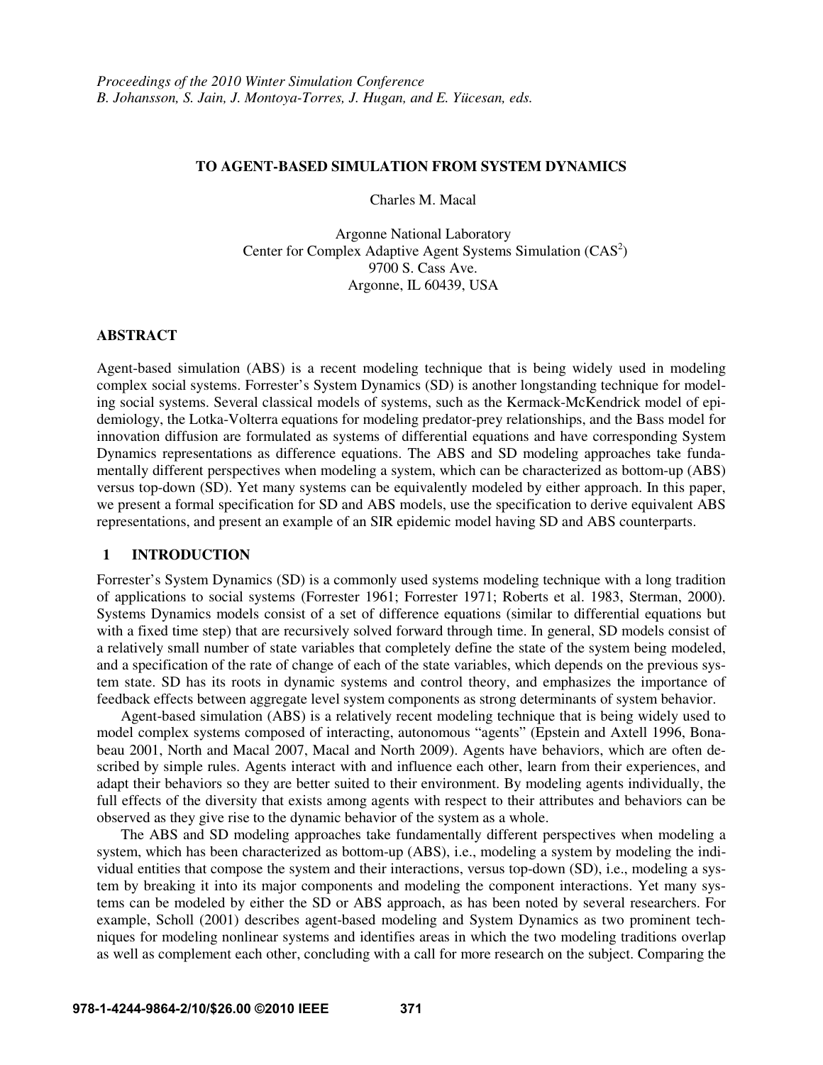*Proceedings of the 2010 Winter Simulation Conference*
*B. Johansson, S. Jain, J. Montoya-Torres, J. Hugan, and E. Yücesan, eds.*

# TO AGENT-BASED SIMULATION FROM SYSTEM DYNAMICS

Charles M. Macal

Argonne National Laboratory
Center for Complex Adaptive Agent Systems Simulation ($CAS^2$)
9700 S. Cass Ave.
Argonne, IL 60439, USA

## ABSTRACT

Agent-based simulation (ABS) is a recent modeling technique that is being widely used in modeling complex social systems. Forrester's System Dynamics (SD) is another longstanding technique for modeling social systems. Several classical models of systems, such as the Kermack-McKendrick model of epidemiology, the Lotka-Volterra equations for modeling predator-prey relationships, and the Bass model for innovation diffusion are formulated as systems of differential equations and have corresponding System Dynamics representations as difference equations. The ABS and SD modeling approaches take fundamentally different perspectives when modeling a system, which can be characterized as bottom-up (ABS) versus top-down (SD). Yet many systems can be equivalently modeled by either approach. In this paper, we present a formal specification for SD and ABS models, use the specification to derive equivalent ABS representations, and present an example of an SIR epidemic model having SD and ABS counterparts.

## 1 INTRODUCTION

Forrester's System Dynamics (SD) is a commonly used systems modeling technique with a long tradition of applications to social systems (Forrester 1961; Forrester 1971; Roberts et al. 1983, Sterman, 2000). Systems Dynamics models consist of a set of difference equations (similar to differential equations but with a fixed time step) that are recursively solved forward through time. In general, SD models consist of a relatively small number of state variables that completely define the state of the system being modeled, and a specification of the rate of change of each of the state variables, which depends on the previous system state. SD has its roots in dynamic systems and control theory, and emphasizes the importance of feedback effects between aggregate level system components as strong determinants of system behavior.

Agent-based simulation (ABS) is a relatively recent modeling technique that is being widely used to model complex systems composed of interacting, autonomous "agents" (Epstein and Axtell 1996, Bonabeau 2001, North and Macal 2007, Macal and North 2009). Agents have behaviors, which are often described by simple rules. Agents interact with and influence each other, learn from their experiences, and adapt their behaviors so they are better suited to their environment. By modeling agents individually, the full effects of the diversity that exists among agents with respect to their attributes and behaviors can be observed as they give rise to the dynamic behavior of the system as a whole.

The ABS and SD modeling approaches take fundamentally different perspectives when modeling a system, which has been characterized as bottom-up (ABS), i.e., modeling a system by modeling the individual entities that compose the system and their interactions, versus top-down (SD), i.e., modeling a system by breaking it into its major components and modeling the component interactions. Yet many systems can be modeled by either the SD or ABS approach, as has been noted by several researchers. For example, Scholl (2001) describes agent-based modeling and System Dynamics as two prominent techniques for modeling nonlinear systems and identifies areas in which the two modeling traditions overlap as well as complement each other, concluding with a call for more research on the subject. Comparing the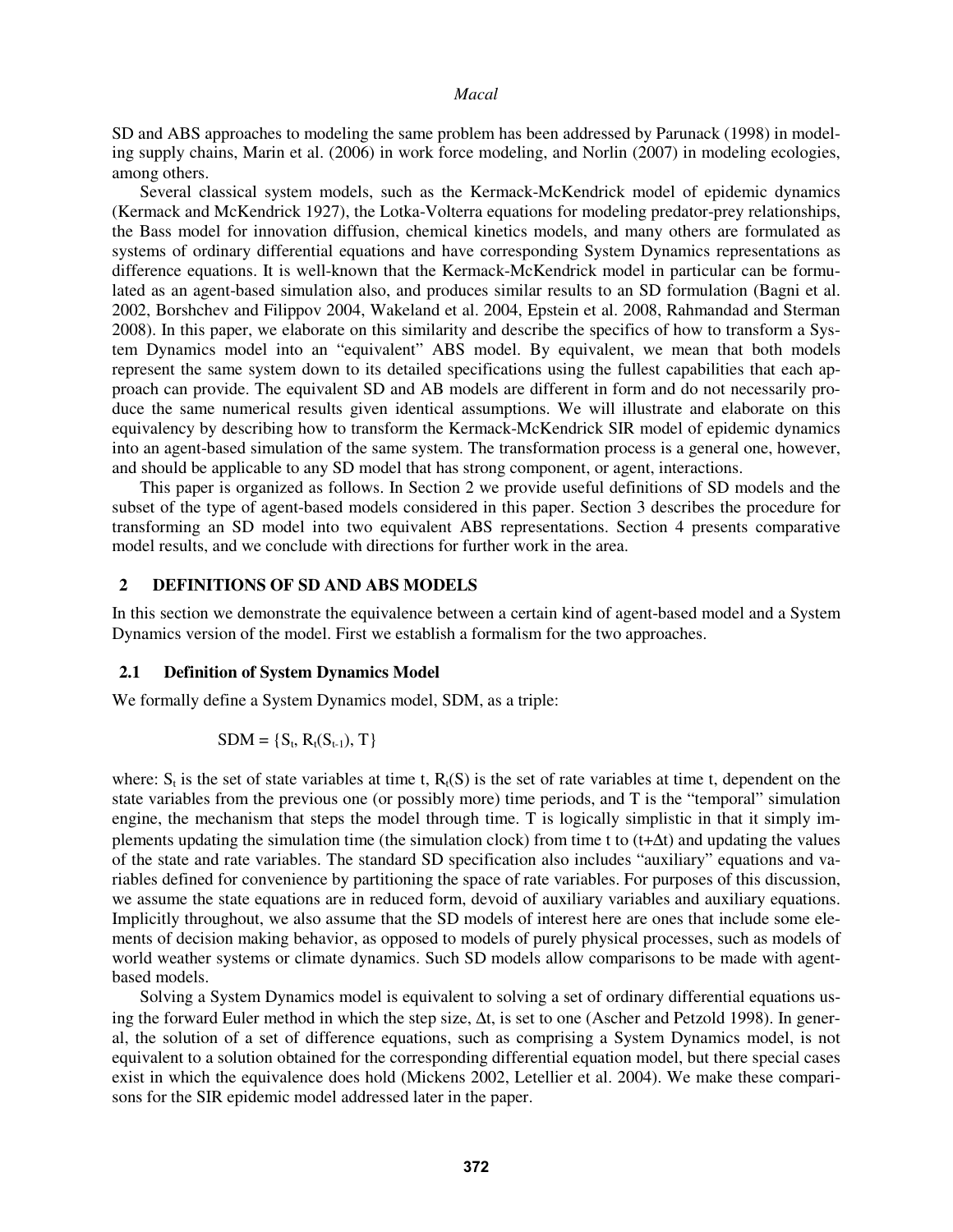SD and ABS approaches to modeling the same problem has been addressed by Parunack (1998) in modeling supply chains, Marin et al. (2006) in work force modeling, and Norlin (2007) in modeling ecologies, among others.

Several classical system models, such as the Kermack-McKendrick model of epidemic dynamics (Kermack and McKendrick 1927), the Lotka-Volterra equations for modeling predator-prey relationships, the Bass model for innovation diffusion, chemical kinetics models, and many others are formulated as systems of ordinary differential equations and have corresponding System Dynamics representations as difference equations. It is well-known that the Kermack-McKendrick model in particular can be formulated as an agent-based simulation also, and produces similar results to an SD formulation (Bagni et al. 2002, Borshchev and Filippov 2004, Wakeland et al. 2004, Epstein et al. 2008, Rahmandad and Sterman 2008). In this paper, we elaborate on this similarity and describe the specifics of how to transform a System Dynamics model into an "equivalent" ABS model. By equivalent, we mean that both models represent the same system down to its detailed specifications using the fullest capabilities that each approach can provide. The equivalent SD and AB models are different in form and do not necessarily produce the same numerical results given identical assumptions. We will illustrate and elaborate on this equivalency by describing how to transform the Kermack-McKendrick SIR model of epidemic dynamics into an agent-based simulation of the same system. The transformation process is a general one, however, and should be applicable to any SD model that has strong component, or agent, interactions.

This paper is organized as follows. In Section 2 we provide useful definitions of SD models and the subset of the type of agent-based models considered in this paper. Section 3 describes the procedure for transforming an SD model into two equivalent ABS representations. Section 4 presents comparative model results, and we conclude with directions for further work in the area.

## 2 DEFINITIONS OF SD AND ABS MODELS

In this section we demonstrate the equivalence between a certain kind of agent-based model and a System Dynamics version of the model. First we establish a formalism for the two approaches.

### 2.1 Definition of System Dynamics Model

We formally define a System Dynamics model, SDM, as a triple:

$$SDM = \{S_t, R_t(S_{t-1}), T\}$$

where: $S_t$ is the set of state variables at time t, $R_t(S)$ is the set of rate variables at time t, dependent on the state variables from the previous one (or possibly more) time periods, and T is the "temporal" simulation engine, the mechanism that steps the model through time. T is logically simplistic in that it simply implements updating the simulation time (the simulation clock) from time t to ($t+\Delta t$) and updating the values of the state and rate variables. The standard SD specification also includes "auxiliary" equations and variables defined for convenience by partitioning the space of rate variables. For purposes of this discussion, we assume the state equations are in reduced form, devoid of auxiliary variables and auxiliary equations. Implicitly throughout, we also assume that the SD models of interest here are ones that include some elements of decision making behavior, as opposed to models of purely physical processes, such as models of world weather systems or climate dynamics. Such SD models allow comparisons to be made with agent-based models.

Solving a System Dynamics model is equivalent to solving a set of ordinary differential equations using the forward Euler method in which the step size, $\Delta t$, is set to one (Ascher and Petzold 1998). In general, the solution of a set of difference equations, such as comprising a System Dynamics model, is not equivalent to a solution obtained for the corresponding differential equation model, but there special cases exist in which the equivalence does hold (Mickens 2002, Letellier et al. 2004). We make these comparisons for the SIR epidemic model addressed later in the paper.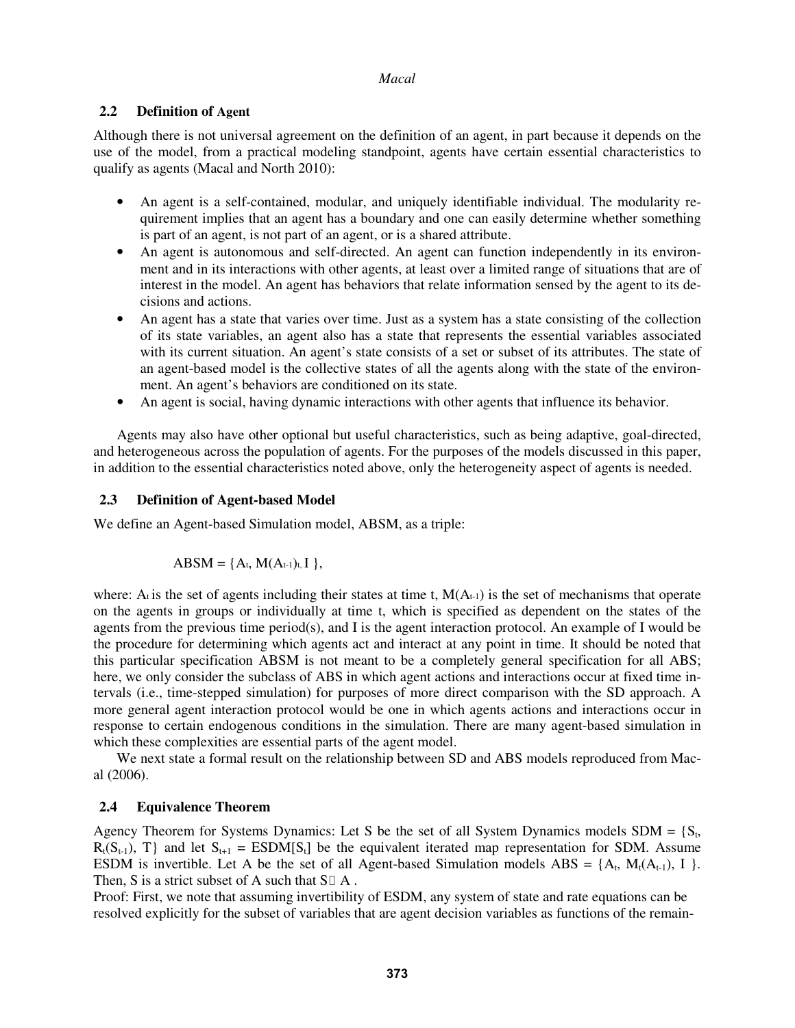## 2.2 Definition of Agent

Although there is not universal agreement on the definition of an agent, in part because it depends on the use of the model, from a practical modeling standpoint, agents have certain essential characteristics to qualify as agents (Macal and North 2010):

- An agent is a self-contained, modular, and uniquely identifiable individual. The modularity requirement implies that an agent has a boundary and one can easily determine whether something is part of an agent, is not part of an agent, or is a shared attribute.
- An agent is autonomous and self-directed. An agent can function independently in its environment and in its interactions with other agents, at least over a limited range of situations that are of interest in the model. An agent has behaviors that relate information sensed by the agent to its decisions and actions.
- An agent has a state that varies over time. Just as a system has a state consisting of the collection of its state variables, an agent also has a state that represents the essential variables associated with its current situation. An agent's state consists of a set or subset of its attributes. The state of an agent-based model is the collective states of all the agents along with the state of the environment. An agent's behaviors are conditioned on its state.
- An agent is social, having dynamic interactions with other agents that influence its behavior.

Agents may also have other optional but useful characteristics, such as being adaptive, goal-directed, and heterogeneous across the population of agents. For the purposes of the models discussed in this paper, in addition to the essential characteristics noted above, only the heterogeneity aspect of agents is needed.

## 2.3 Definition of Agent-based Model

We define an Agent-based Simulation model, ABSM, as a triple:

$$\text{ABSM} = \{A_t, M(A_{t-1})_t, I\},$$

where: $A_t$ is the set of agents including their states at time t, $M(A_{t-1})$ is the set of mechanisms that operate on the agents in groups or individually at time t, which is specified as dependent on the states of the agents from the previous time period(s), and I is the agent interaction protocol. An example of I would be the procedure for determining which agents act and interact at any point in time. It should be noted that this particular specification ABSM is not meant to be a completely general specification for all ABS; here, we only consider the subclass of ABS in which agent actions and interactions occur at fixed time intervals (i.e., time-stepped simulation) for purposes of more direct comparison with the SD approach. A more general agent interaction protocol would be one in which agents actions and interactions occur in response to certain endogenous conditions in the simulation. There are many agent-based simulation in which these complexities are essential parts of the agent model.

We next state a formal result on the relationship between SD and ABS models reproduced from Macal (2006).

## 2.4 Equivalence Theorem

Agency Theorem for Systems Dynamics: Let S be the set of all System Dynamics models SDM = $\{S_t, R_t(S_{t-1}), T\}$ and let $S_{t+1} = \text{ESDM}[S_t]$ be the equivalent iterated map representation for SDM. Assume ESDM is invertible. Let A be the set of all Agent-based Simulation models ABS = $\{A_t, M_t(A_{t-1}), I\}$. Then, S is a strict subset of A such that $S \subset A$.

Proof: First, we note that assuming invertibility of ESDM, any system of state and rate equations can be resolved explicitly for the subset of variables that are agent decision variables as functions of the remain-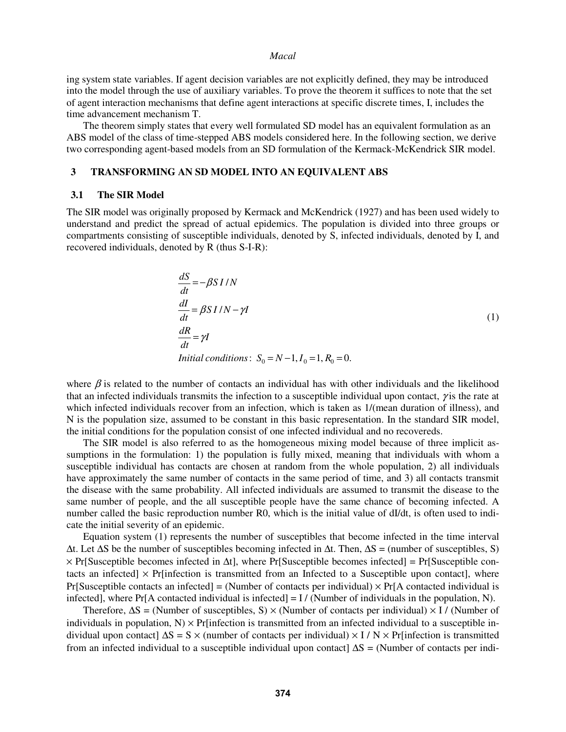ing system state variables. If agent decision variables are not explicitly defined, they may be introduced into the model through the use of auxiliary variables. To prove the theorem it suffices to note that the set of agent interaction mechanisms that define agent interactions at specific discrete times, I, includes the time advancement mechanism T.

The theorem simply states that every well formulated SD model has an equivalent formulation as an ABS model of the class of time-stepped ABS models considered here. In the following section, we derive two corresponding agent-based models from an SD formulation of the Kermack-McKendrick SIR model.

## 3 TRANSFORMING AN SD MODEL INTO AN EQUIVALENT ABS

### 3.1 The SIR Model

The SIR model was originally proposed by Kermack and McKendrick (1927) and has been used widely to understand and predict the spread of actual epidemics. The population is divided into three groups or compartments consisting of susceptible individuals, denoted by S, infected individuals, denoted by I, and recovered individuals, denoted by R (thus S-I-R):

$$
\begin{aligned}
&\frac{dS}{dt} = -\beta S\,I/N \\
&\frac{dI}{dt} = \beta S\,I/N - \gamma I \\
&\frac{dR}{dt} = \gamma I \\
&\textit{Initial conditions}:\ S_0 = N-1, I_0 = 1, R_0 = 0.
\end{aligned}
\tag{1}
$$

where $\beta$ is related to the number of contacts an individual has with other individuals and the likelihood that an infected individuals transmits the infection to a susceptible individual upon contact, $\gamma$ is the rate at which infected individuals recover from an infection, which is taken as 1/(mean duration of illness), and N is the population size, assumed to be constant in this basic representation. In the standard SIR model, the initial conditions for the population consist of one infected individual and no recovereds.

The SIR model is also referred to as the homogeneous mixing model because of three implicit assumptions in the formulation: 1) the population is fully mixed, meaning that individuals with whom a susceptible individual has contacts are chosen at random from the whole population, 2) all individuals have approximately the same number of contacts in the same period of time, and 3) all contacts transmit the disease with the same probability. All infected individuals are assumed to transmit the disease to the same number of people, and the all susceptible people have the same chance of becoming infected. A number called the basic reproduction number R0, which is the initial value of dI/dt, is often used to indicate the initial severity of an epidemic.

Equation system (1) represents the number of susceptibles that become infected in the time interval $\Delta t$. Let $\Delta S$ be the number of susceptibles becoming infected in $\Delta t$. Then, $\Delta S$ = (number of susceptibles, S) $\times$ Pr[Susceptible becomes infected in $\Delta t$], where Pr[Susceptible becomes infected] = Pr[Susceptible contacts an infected] $\times$ Pr[infection is transmitted from an Infected to a Susceptible upon contact], where Pr[Susceptible contacts an infected] = (Number of contacts per individual) $\times$ Pr[A contacted individual is infected], where Pr[A contacted individual is infected] = I / (Number of individuals in the population, N).

Therefore, $\Delta S$ = (Number of susceptibles, S) $\times$ (Number of contacts per individual) $\times$ I / (Number of individuals in population, N) $\times$ Pr[infection is transmitted from an infected individual to a susceptible individual upon contact] $\Delta S$ = S $\times$ (number of contacts per individual) $\times$ I / N $\times$ Pr[infection is transmitted from an infected individual to a susceptible individual upon contact] $\Delta S$ = (Number of contacts per indi-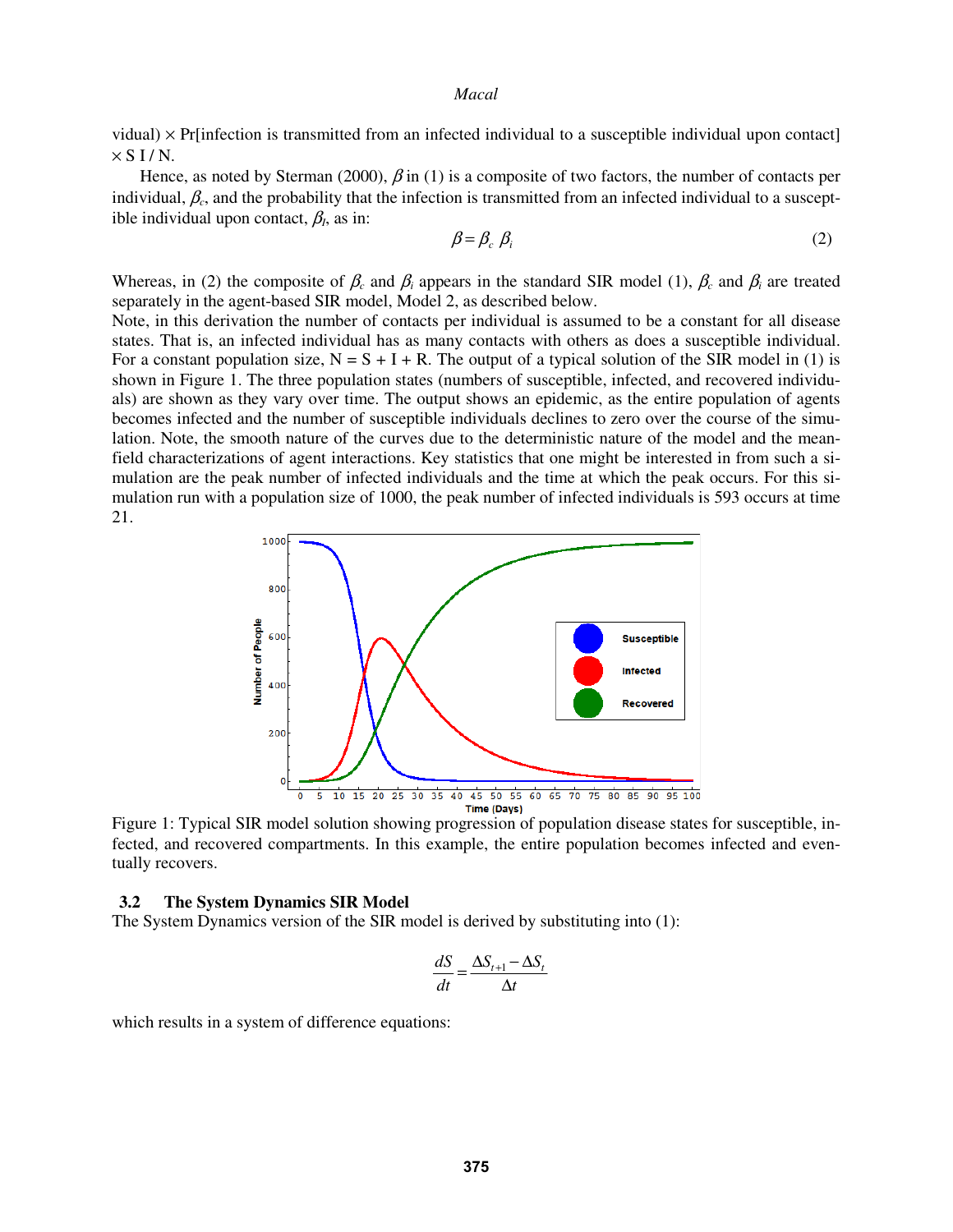vidual) × Pr[infection is transmitted from an infected individual to a susceptible individual upon contact] × S I / N.

Hence, as noted by Sterman (2000), $\beta$ in (1) is a composite of two factors, the number of contacts per individual, $\beta_c$, and the probability that the infection is transmitted from an infected individual to a susceptible individual upon contact, $\beta_I$, as in:

$$\beta = \beta_c \, \beta_i \tag{2}$$

Whereas, in (2) the composite of $\beta_c$ and $\beta_i$ appears in the standard SIR model (1), $\beta_c$ and $\beta_i$ are treated separately in the agent-based SIR model, Model 2, as described below.
Note, in this derivation the number of contacts per individual is assumed to be a constant for all disease states. That is, an infected individual has as many contacts with others as does a susceptible individual. For a constant population size, N = S + I + R. The output of a typical solution of the SIR model in (1) is shown in Figure 1. The three population states (numbers of susceptible, infected, and recovered individuals) are shown as they vary over time. The output shows an epidemic, as the entire population of agents becomes infected and the number of susceptible individuals declines to zero over the course of the simulation. Note, the smooth nature of the curves due to the deterministic nature of the model and the mean-field characterizations of agent interactions. Key statistics that one might be interested in from such a simulation are the peak number of infected individuals and the time at which the peak occurs. For this simulation run with a population size of 1000, the peak number of infected individuals is 593 occurs at time 21.

Figure 1: Typical SIR model solution showing progression of population disease states for susceptible, infected, and recovered compartments. In this example, the entire population becomes infected and eventually recovers.

### 3.2 The System Dynamics SIR Model

The System Dynamics version of the SIR model is derived by substituting into (1):

$$\frac{dS}{dt} = \frac{\Delta S_{t+1} - \Delta S_t}{\Delta t}$$

which results in a system of difference equations: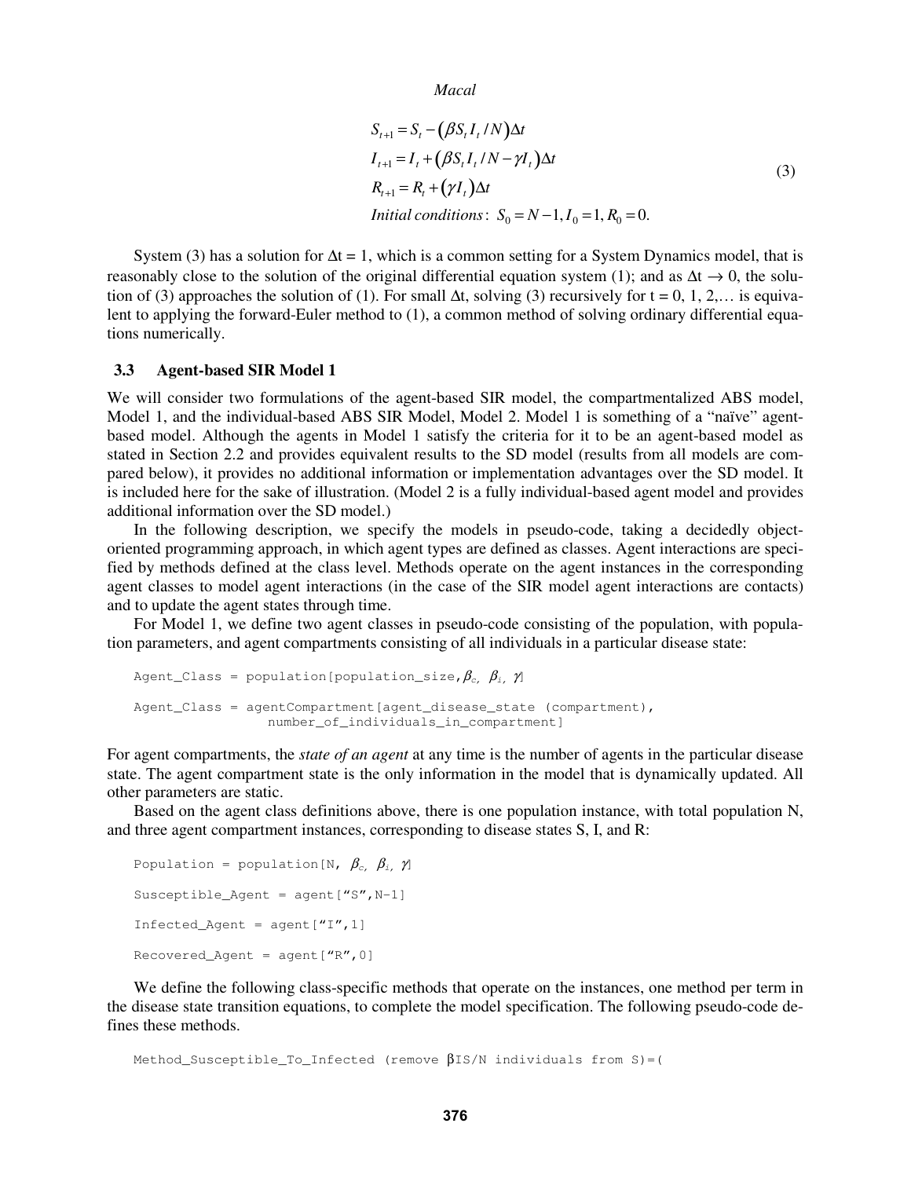$$
\begin{aligned}
S_{t+1} &= S_t - \left(\beta S_t I_t / N\right)\Delta t \\
I_{t+1} &= I_t + \left(\beta S_t I_t / N - \gamma I_t\right)\Delta t \\
R_{t+1} &= R_t + \left(\gamma I_t\right)\Delta t \\
&\textit{Initial conditions}: \; S_0 = N-1, I_0 = 1, R_0 = 0.
\end{aligned} \tag{3}
$$

System (3) has a solution for $\Delta t = 1$, which is a common setting for a System Dynamics model, that is reasonably close to the solution of the original differential equation system (1); and as $\Delta t \rightarrow 0$, the solution of (3) approaches the solution of (1). For small $\Delta t$, solving (3) recursively for t = 0, 1, 2,… is equivalent to applying the forward-Euler method to (1), a common method of solving ordinary differential equations numerically.

### 3.3 Agent-based SIR Model 1

We will consider two formulations of the agent-based SIR model, the compartmentalized ABS model, Model 1, and the individual-based ABS SIR Model, Model 2. Model 1 is something of a "naïve" agent-based model. Although the agents in Model 1 satisfy the criteria for it to be an agent-based model as stated in Section 2.2 and provides equivalent results to the SD model (results from all models are compared below), it provides no additional information or implementation advantages over the SD model. It is included here for the sake of illustration. (Model 2 is a fully individual-based agent model and provides additional information over the SD model.)

In the following description, we specify the models in pseudo-code, taking a decidedly object-oriented programming approach, in which agent types are defined as classes. Agent interactions are specified by methods defined at the class level. Methods operate on the agent instances in the corresponding agent classes to model agent interactions (in the case of the SIR model agent interactions are contacts) and to update the agent states through time.

For Model 1, we define two agent classes in pseudo-code consisting of the population, with population parameters, and agent compartments consisting of all individuals in a particular disease state:

```
Agent_Class = population[population_size,βc, βi, γ]

Agent_Class = agentCompartment[agent_disease_state (compartment),
                number_of_individuals_in_compartment]
```

For agent compartments, the *state of an agent* at any time is the number of agents in the particular disease state. The agent compartment state is the only information in the model that is dynamically updated. All other parameters are static.

Based on the agent class definitions above, there is one population instance, with total population N, and three agent compartment instances, corresponding to disease states S, I, and R:

```
Population = population[N, βc, βi, γ]

Susceptible_Agent = agent["S",N-1]

Infected_Agent = agent["I",1]

Recovered_Agent = agent["R",0]
```

We define the following class-specific methods that operate on the instances, one method per term in the disease state transition equations, to complete the model specification. The following pseudo-code defines these methods.

```
Method_Susceptible_To_Infected (remove βIS/N individuals from S)=(
```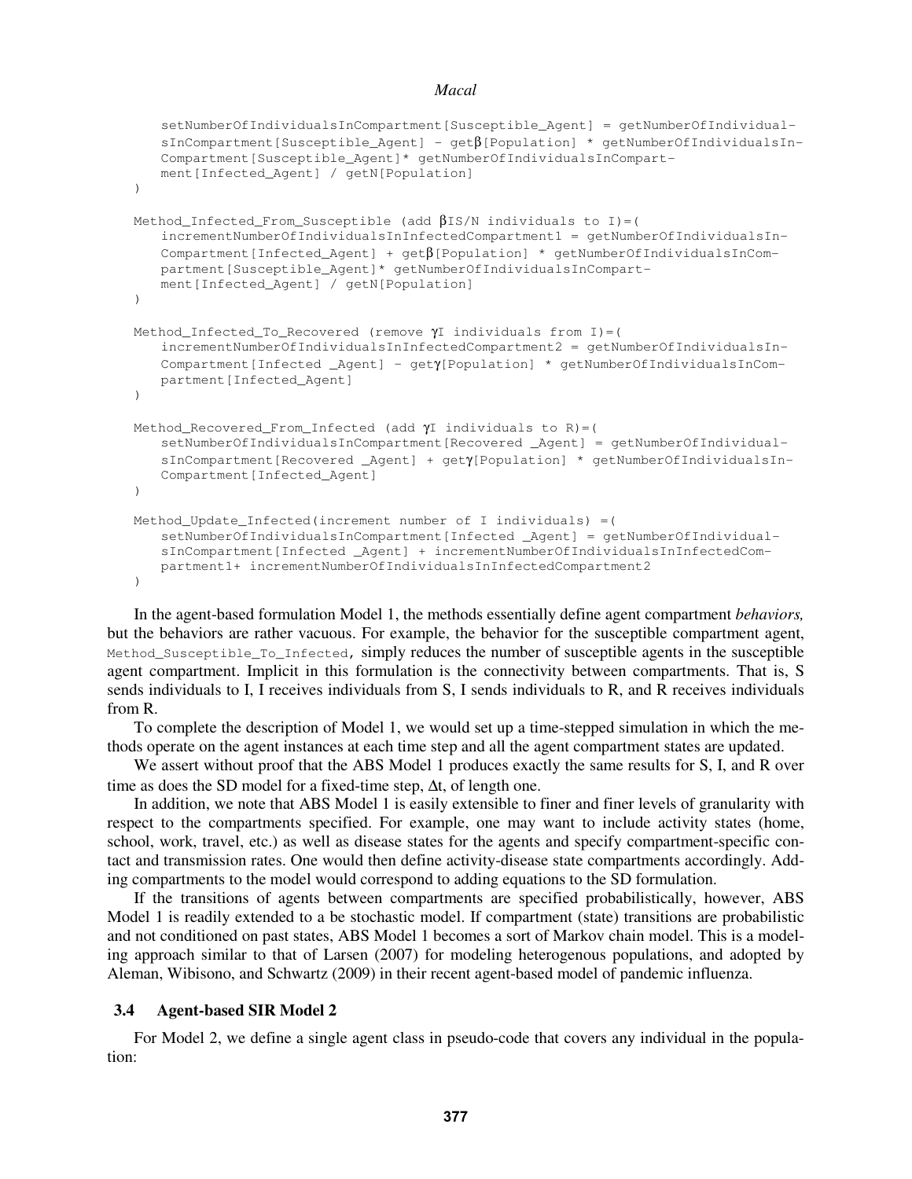```
    setNumberOfIndividualsInCompartment[Susceptible_Agent] = getNumberOfIndividual-
    sInCompartment[Susceptible_Agent] - getβ[Population] * getNumberOfIndividualsIn-
    Compartment[Susceptible_Agent]* getNumberOfIndividualsInCompart-
    ment[Infected_Agent] / getN[Population]
)

Method_Infected_From_Susceptible (add βIS/N individuals to I)=(
    incrementNumberOfIndividualsInInfectedCompartment1 = getNumberOfIndividualsIn-
    Compartment[Infected_Agent] + getβ[Population] * getNumberOfIndividualsInCom-
    partment[Susceptible_Agent]* getNumberOfIndividualsInCompart-
    ment[Infected_Agent] / getN[Population]
)

Method_Infected_To_Recovered (remove γI individuals from I)=(
    incrementNumberOfIndividualsInInfectedCompartment2 = getNumberOfIndividualsIn-
    Compartment[Infected _Agent] - getγ[Population] * getNumberOfIndividualsInCom-
    partment[Infected_Agent]
)

Method_Recovered_From_Infected (add γI individuals to R)=(
    setNumberOfIndividualsInCompartment[Recovered _Agent] = getNumberOfIndividual-
    sInCompartment[Recovered _Agent] + getγ[Population] * getNumberOfIndividualsIn-
    Compartment[Infected_Agent]
)

Method_Update_Infected(increment number of I individuals) =(
    setNumberOfIndividualsInCompartment[Infected _Agent] = getNumberOfIndividual-
    sInCompartment[Infected _Agent] + incrementNumberOfIndividualsInInfectedCom-
    partment1+ incrementNumberOfIndividualsInInfectedCompartment2
)
```

In the agent-based formulation Model 1, the methods essentially define agent compartment *behaviors,* but the behaviors are rather vacuous. For example, the behavior for the susceptible compartment agent, `Method_Susceptible_To_Infected`, simply reduces the number of susceptible agents in the susceptible agent compartment. Implicit in this formulation is the connectivity between compartments. That is, S sends individuals to I, I receives individuals from S, I sends individuals to R, and R receives individuals from R.

To complete the description of Model 1, we would set up a time-stepped simulation in which the methods operate on the agent instances at each time step and all the agent compartment states are updated.

We assert without proof that the ABS Model 1 produces exactly the same results for S, I, and R over time as does the SD model for a fixed-time step, $\Delta t$, of length one.

In addition, we note that ABS Model 1 is easily extensible to finer and finer levels of granularity with respect to the compartments specified. For example, one may want to include activity states (home, school, work, travel, etc.) as well as disease states for the agents and specify compartment-specific contact and transmission rates. One would then define activity-disease state compartments accordingly. Adding compartments to the model would correspond to adding equations to the SD formulation.

If the transitions of agents between compartments are specified probabilistically, however, ABS Model 1 is readily extended to a be stochastic model. If compartment (state) transitions are probabilistic and not conditioned on past states, ABS Model 1 becomes a sort of Markov chain model. This is a modeling approach similar to that of Larsen (2007) for modeling heterogenous populations, and adopted by Aleman, Wibisono, and Schwartz (2009) in their recent agent-based model of pandemic influenza.

### 3.4 Agent-based SIR Model 2

For Model 2, we define a single agent class in pseudo-code that covers any individual in the population: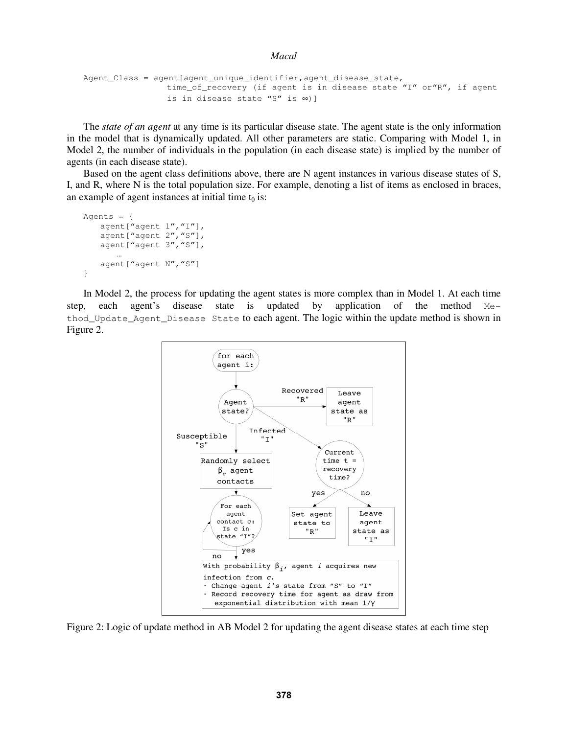```
Agent_Class = agent[agent_unique_identifier,agent_disease_state,
                time_of_recovery (if agent is in disease state "I" or"R", if agent
                is in disease state "S" is ∞)]
```

The *state of an agent* at any time is its particular disease state. The agent state is the only information in the model that is dynamically updated. All other parameters are static. Comparing with Model 1, in Model 2, the number of individuals in the population (in each disease state) is implied by the number of agents (in each disease state).

Based on the agent class definitions above, there are N agent instances in various disease states of S, I, and R, where N is the total population size. For example, denoting a list of items as enclosed in braces, an example of agent instances at initial time $t_0$ is:

```
Agents = {
    agent["agent 1","I"],
    agent["agent 2","S"],
    agent["agent 3","S"],
        …
    agent["agent N","S"]
}
```

In Model 2, the process for updating the agent states is more complex than in Model 1. At each time step, each agent's disease state is updated by application of the method `Method_Update_Agent_Disease State` to each agent. The logic within the update method is shown in Figure 2.

Figure 2: Logic of update method in AB Model 2 for updating the agent disease states at each time step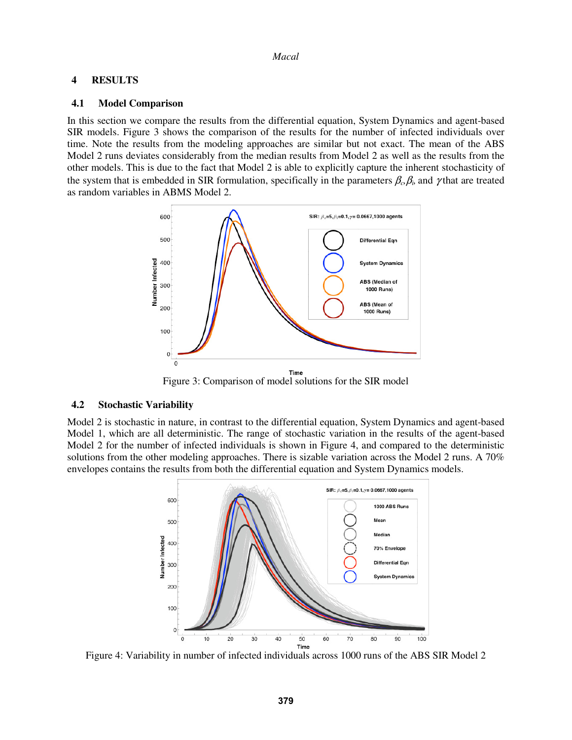## 4 RESULTS

### 4.1 Model Comparison

In this section we compare the results from the differential equation, System Dynamics and agent-based SIR models. Figure 3 shows the comparison of the results for the number of infected individuals over time. Note the results from the modeling approaches are similar but not exact. The mean of the ABS Model 2 runs deviates considerably from the median results from Model 2 as well as the results from the other models. This is due to the fact that Model 2 is able to explicitly capture the inherent stochasticity of the system that is embedded in SIR formulation, specifically in the parameters $\beta_c$, $\beta_i$, and $\gamma$ that are treated as random variables in ABMS Model 2.

Figure 3: Comparison of model solutions for the SIR model

### 4.2 Stochastic Variability

Model 2 is stochastic in nature, in contrast to the differential equation, System Dynamics and agent-based Model 1, which are all deterministic. The range of stochastic variation in the results of the agent-based Model 2 for the number of infected individuals is shown in Figure 4, and compared to the deterministic solutions from the other modeling approaches. There is sizable variation across the Model 2 runs. A 70% envelopes contains the results from both the differential equation and System Dynamics models.

Figure 4: Variability in number of infected individuals across 1000 runs of the ABS SIR Model 2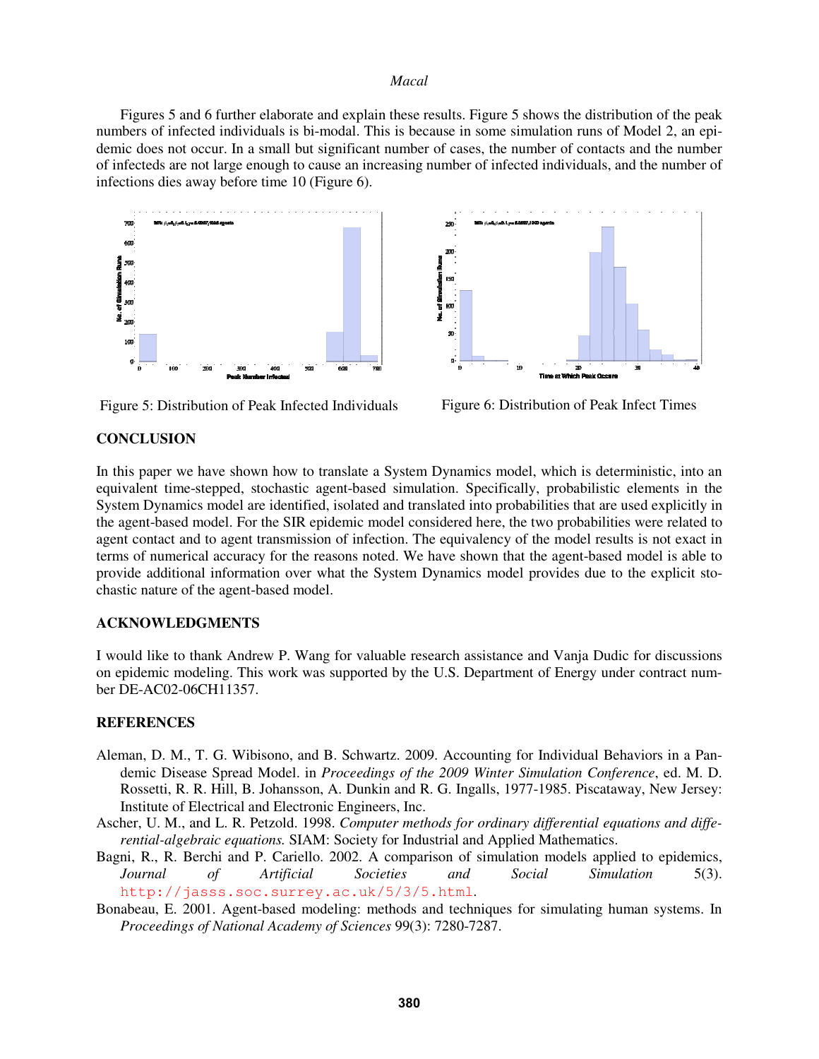Figures 5 and 6 further elaborate and explain these results. Figure 5 shows the distribution of the peak numbers of infected individuals is bi-modal. This is because in some simulation runs of Model 2, an epidemic does not occur. In a small but significant number of cases, the number of contacts and the number of infecteds are not large enough to cause an increasing number of infected individuals, and the number of infections dies away before time 10 (Figure 6).

Figure 5: Distribution of Peak Infected Individuals

Figure 6: Distribution of Peak Infect Times

## CONCLUSION

In this paper we have shown how to translate a System Dynamics model, which is deterministic, into an equivalent time-stepped, stochastic agent-based simulation. Specifically, probabilistic elements in the System Dynamics model are identified, isolated and translated into probabilities that are used explicitly in the agent-based model. For the SIR epidemic model considered here, the two probabilities were related to agent contact and to agent transmission of infection. The equivalency of the model results is not exact in terms of numerical accuracy for the reasons noted. We have shown that the agent-based model is able to provide additional information over what the System Dynamics model provides due to the explicit stochastic nature of the agent-based model.

## ACKNOWLEDGMENTS

I would like to thank Andrew P. Wang for valuable research assistance and Vanja Dudic for discussions on epidemic modeling. This work was supported by the U.S. Department of Energy under contract number DE-AC02-06CH11357.

## REFERENCES

Aleman, D. M., T. G. Wibisono, and B. Schwartz. 2009. Accounting for Individual Behaviors in a Pandemic Disease Spread Model. in *Proceedings of the 2009 Winter Simulation Conference*, ed. M. D. Rossetti, R. R. Hill, B. Johansson, A. Dunkin and R. G. Ingalls, 1977-1985. Piscataway, New Jersey: Institute of Electrical and Electronic Engineers, Inc.

Ascher, U. M., and L. R. Petzold. 1998. *Computer methods for ordinary differential equations and differential-algebraic equations.* SIAM: Society for Industrial and Applied Mathematics.

Bagni, R., R. Berchi and P. Cariello. 2002. A comparison of simulation models applied to epidemics, *Journal of Artificial Societies and Social Simulation* 5(3). http://jasss.soc.surrey.ac.uk/5/3/5.html.

Bonabeau, E. 2001. Agent-based modeling: methods and techniques for simulating human systems. In *Proceedings of National Academy of Sciences* 99(3): 7280-7287.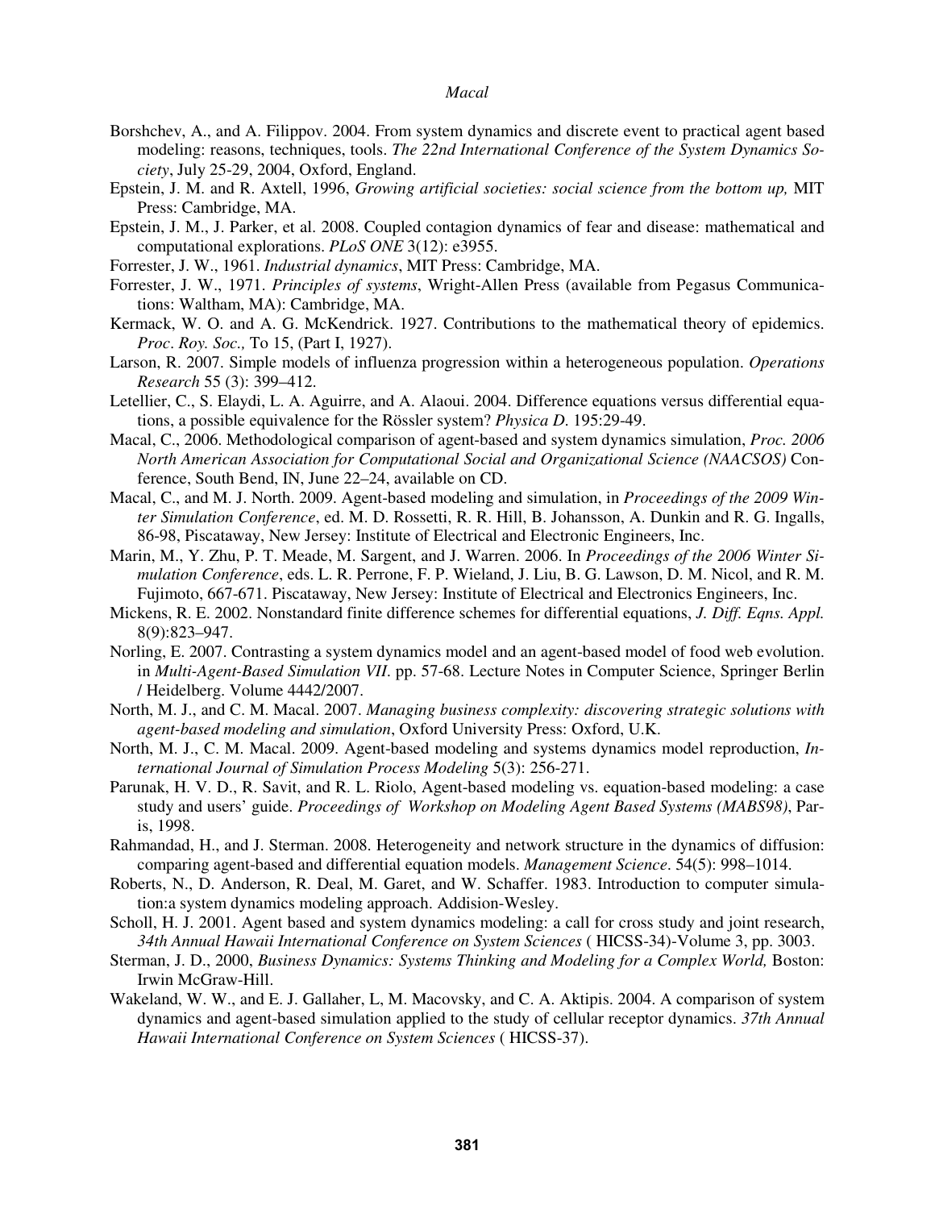Borshchev, A., and A. Filippov. 2004. From system dynamics and discrete event to practical agent based modeling: reasons, techniques, tools. *The 22nd International Conference of the System Dynamics Society*, July 25-29, 2004, Oxford, England.

Epstein, J. M. and R. Axtell, 1996, *Growing artificial societies: social science from the bottom up,* MIT Press: Cambridge, MA.

Epstein, J. M., J. Parker, et al. 2008. Coupled contagion dynamics of fear and disease: mathematical and computational explorations. *PLoS ONE* 3(12): e3955.

Forrester, J. W., 1961. *Industrial dynamics*, MIT Press: Cambridge, MA.

Forrester, J. W., 1971. *Principles of systems*, Wright-Allen Press (available from Pegasus Communications: Waltham, MA): Cambridge, MA.

Kermack, W. O. and A. G. McKendrick. 1927. Contributions to the mathematical theory of epidemics. *Proc. Roy. Soc.,* To 15, (Part I, 1927).

Larson, R. 2007. Simple models of influenza progression within a heterogeneous population. *Operations Research* 55 (3): 399–412.

Letellier, C., S. Elaydi, L. A. Aguirre, and A. Alaoui. 2004. Difference equations versus differential equations, a possible equivalence for the Rössler system? *Physica D.* 195:29-49.

Macal, C., 2006. Methodological comparison of agent-based and system dynamics simulation, *Proc. 2006 North American Association for Computational Social and Organizational Science (NAACSOS)* Conference, South Bend, IN, June 22–24, available on CD.

Macal, C., and M. J. North. 2009. Agent-based modeling and simulation, in *Proceedings of the 2009 Winter Simulation Conference*, ed. M. D. Rossetti, R. R. Hill, B. Johansson, A. Dunkin and R. G. Ingalls, 86-98, Piscataway, New Jersey: Institute of Electrical and Electronic Engineers, Inc.

Marin, M., Y. Zhu, P. T. Meade, M. Sargent, and J. Warren. 2006. In *Proceedings of the 2006 Winter Simulation Conference*, eds. L. R. Perrone, F. P. Wieland, J. Liu, B. G. Lawson, D. M. Nicol, and R. M. Fujimoto, 667-671. Piscataway, New Jersey: Institute of Electrical and Electronics Engineers, Inc.

Mickens, R. E. 2002. Nonstandard finite difference schemes for differential equations, *J. Diff. Eqns. Appl.* 8(9):823–947.

Norling, E. 2007. Contrasting a system dynamics model and an agent-based model of food web evolution. in *Multi-Agent-Based Simulation VII*. pp. 57-68. Lecture Notes in Computer Science, Springer Berlin / Heidelberg. Volume 4442/2007.

North, M. J., and C. M. Macal. 2007. *Managing business complexity: discovering strategic solutions with agent-based modeling and simulation*, Oxford University Press: Oxford, U.K.

North, M. J., C. M. Macal. 2009. Agent-based modeling and systems dynamics model reproduction, *International Journal of Simulation Process Modeling* 5(3): 256-271.

Parunak, H. V. D., R. Savit, and R. L. Riolo, Agent-based modeling vs. equation-based modeling: a case study and users' guide. *Proceedings of Workshop on Modeling Agent Based Systems (MABS98)*, Paris, 1998.

Rahmandad, H., and J. Sterman. 2008. Heterogeneity and network structure in the dynamics of diffusion: comparing agent-based and differential equation models. *Management Science*. 54(5): 998–1014.

Roberts, N., D. Anderson, R. Deal, M. Garet, and W. Schaffer. 1983. Introduction to computer simulation:a system dynamics modeling approach. Addision-Wesley.

Scholl, H. J. 2001. Agent based and system dynamics modeling: a call for cross study and joint research, *34th Annual Hawaii International Conference on System Sciences* ( HICSS-34)-Volume 3, pp. 3003.

Sterman, J. D., 2000, *Business Dynamics: Systems Thinking and Modeling for a Complex World,* Boston: Irwin McGraw-Hill.

Wakeland, W. W., and E. J. Gallaher, L, M. Macovsky, and C. A. Aktipis. 2004. A comparison of system dynamics and agent-based simulation applied to the study of cellular receptor dynamics. *37th Annual Hawaii International Conference on System Sciences* ( HICSS-37).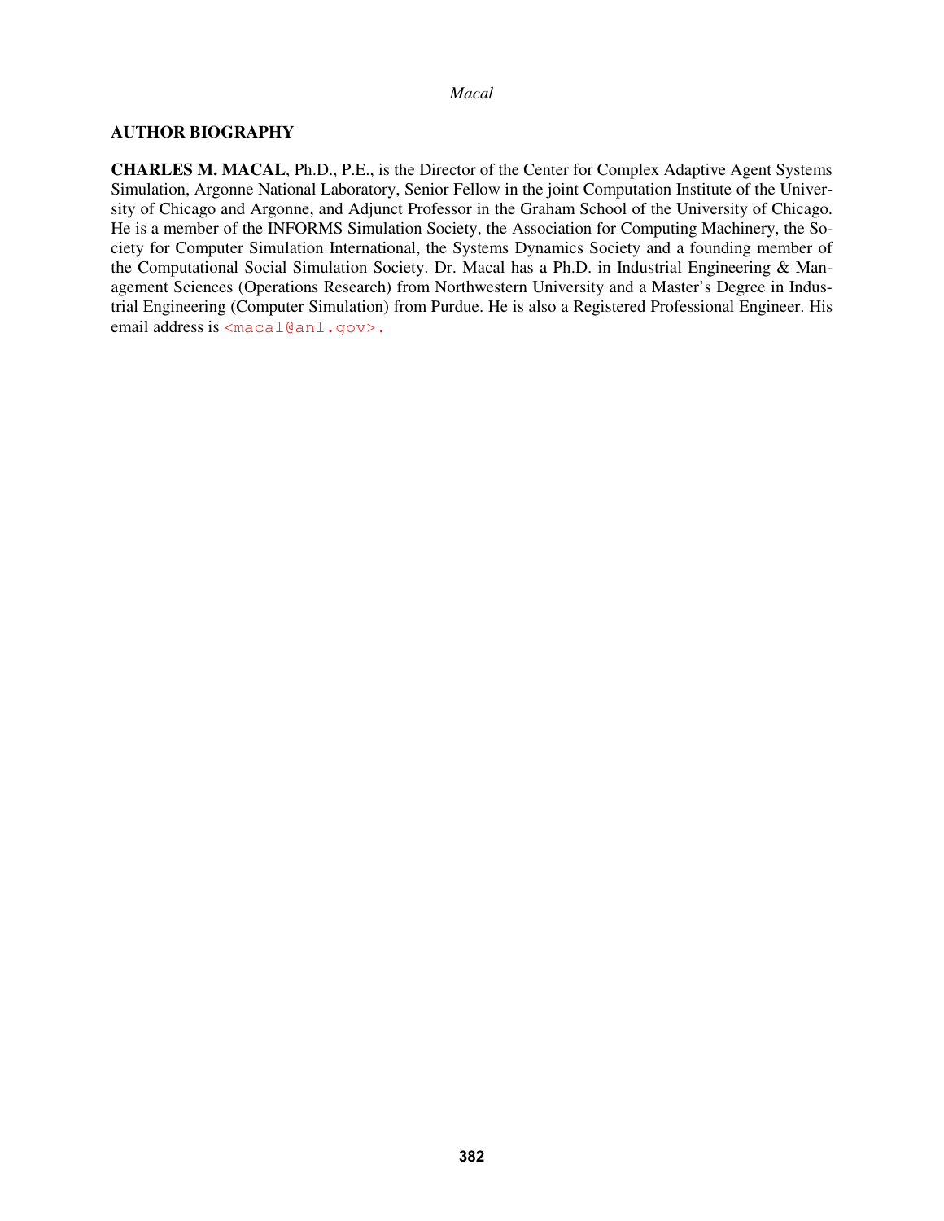## AUTHOR BIOGRAPHY

**CHARLES M. MACAL**, Ph.D., P.E., is the Director of the Center for Complex Adaptive Agent Systems Simulation, Argonne National Laboratory, Senior Fellow in the joint Computation Institute of the University of Chicago and Argonne, and Adjunct Professor in the Graham School of the University of Chicago. He is a member of the INFORMS Simulation Society, the Association for Computing Machinery, the Society for Computer Simulation International, the Systems Dynamics Society and a founding member of the Computational Social Simulation Society. Dr. Macal has a Ph.D. in Industrial Engineering & Management Sciences (Operations Research) from Northwestern University and a Master's Degree in Industrial Engineering (Computer Simulation) from Purdue. He is also a Registered Professional Engineer. His email address is <macal@anl.gov>.